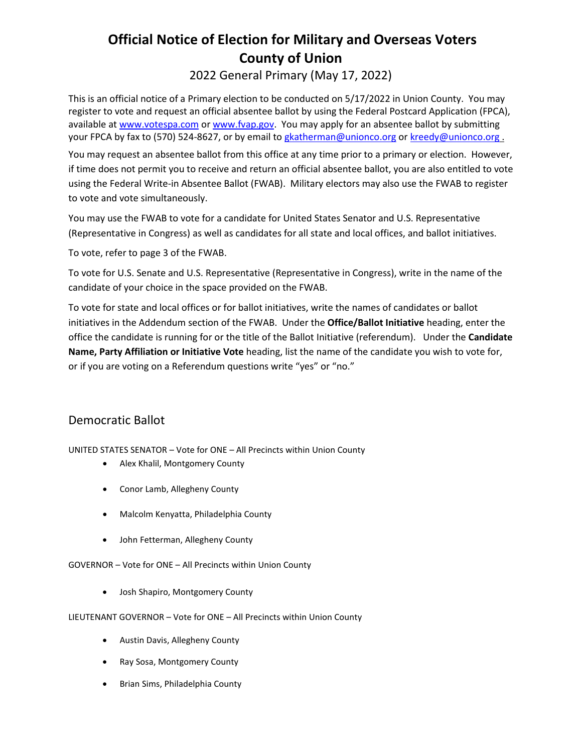# Official Notice of Election for Military and Overseas Voters
# County of Union

## 2022 General Primary (May 17, 2022)

This is an official notice of a Primary election to be conducted on 5/17/2022 in Union County. You may register to vote and request an official absentee ballot by using the Federal Postcard Application (FPCA), available at www.votespa.com or www.fvap.gov. You may apply for an absentee ballot by submitting your FPCA by fax to (570) 524-8627, or by email to gkatherman@unionco.org or kreedy@unionco.org .

You may request an absentee ballot from this office at any time prior to a primary or election. However, if time does not permit you to receive and return an official absentee ballot, you are also entitled to vote using the Federal Write-in Absentee Ballot (FWAB). Military electors may also use the FWAB to register to vote and vote simultaneously.

You may use the FWAB to vote for a candidate for United States Senator and U.S. Representative (Representative in Congress) as well as candidates for all state and local offices, and ballot initiatives.

To vote, refer to page 3 of the FWAB.

To vote for U.S. Senate and U.S. Representative (Representative in Congress), write in the name of the candidate of your choice in the space provided on the FWAB.

To vote for state and local offices or for ballot initiatives, write the names of candidates or ballot initiatives in the Addendum section of the FWAB. Under the **Office/Ballot Initiative** heading, enter the office the candidate is running for or the title of the Ballot Initiative (referendum). Under the **Candidate Name, Party Affiliation or Initiative Vote** heading, list the name of the candidate you wish to vote for, or if you are voting on a Referendum questions write "yes" or "no."

## Democratic Ballot

UNITED STATES SENATOR – Vote for ONE – All Precincts within Union County

- Alex Khalil, Montgomery County
- Conor Lamb, Allegheny County
- Malcolm Kenyatta, Philadelphia County
- John Fetterman, Allegheny County

GOVERNOR – Vote for ONE – All Precincts within Union County

- Josh Shapiro, Montgomery County

LIEUTENANT GOVERNOR – Vote for ONE – All Precincts within Union County

- Austin Davis, Allegheny County
- Ray Sosa, Montgomery County
- Brian Sims, Philadelphia County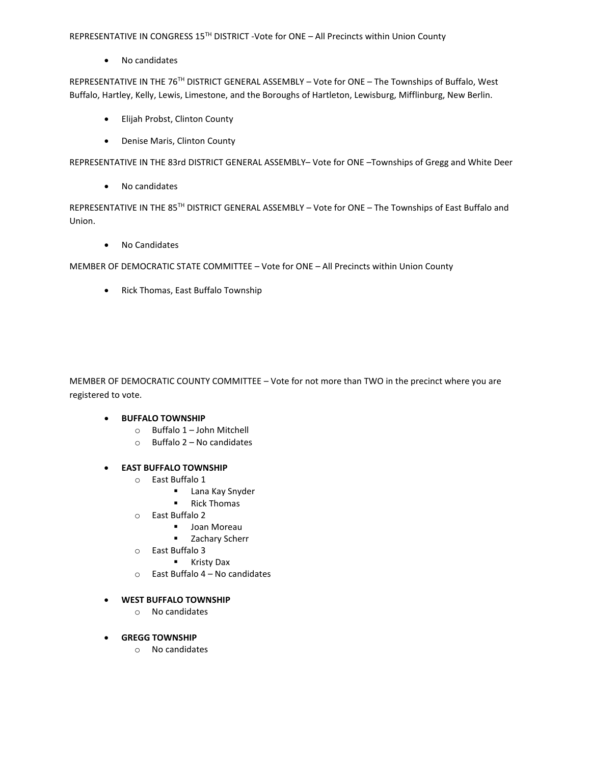REPRESENTATIVE IN CONGRESS 15TH DISTRICT -Vote for ONE – All Precincts within Union County

- No candidates

REPRESENTATIVE IN THE 76TH DISTRICT GENERAL ASSEMBLY – Vote for ONE – The Townships of Buffalo, West Buffalo, Hartley, Kelly, Lewis, Limestone, and the Boroughs of Hartleton, Lewisburg, Mifflinburg, New Berlin.

- Elijah Probst, Clinton County
- Denise Maris, Clinton County

REPRESENTATIVE IN THE 83rd DISTRICT GENERAL ASSEMBLY– Vote for ONE –Townships of Gregg and White Deer

- No candidates

REPRESENTATIVE IN THE 85TH DISTRICT GENERAL ASSEMBLY – Vote for ONE – The Townships of East Buffalo and Union.

- No Candidates

MEMBER OF DEMOCRATIC STATE COMMITTEE – Vote for ONE – All Precincts within Union County

- Rick Thomas, East Buffalo Township

MEMBER OF DEMOCRATIC COUNTY COMMITTEE – Vote for not more than TWO in the precinct where you are registered to vote.

- **BUFFALO TOWNSHIP**
  - Buffalo 1 – John Mitchell
  - Buffalo 2 – No candidates

- **EAST BUFFALO TOWNSHIP**
  - East Buffalo 1
    - Lana Kay Snyder
    - Rick Thomas
  - East Buffalo 2
    - Joan Moreau
    - Zachary Scherr
  - East Buffalo 3
    - Kristy Dax
  - East Buffalo 4 – No candidates

- **WEST BUFFALO TOWNSHIP**
  - No candidates

- **GREGG TOWNSHIP**
  - No candidates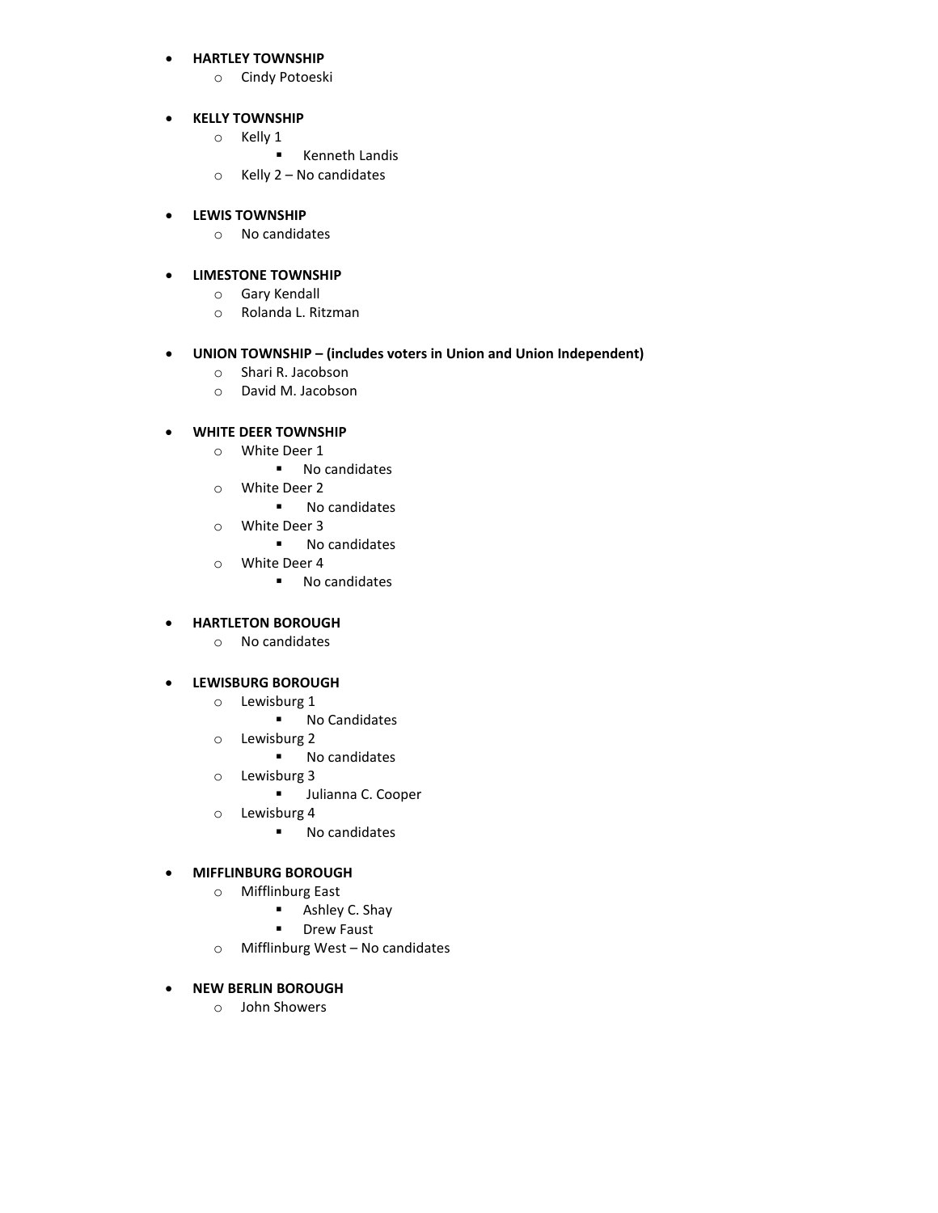- **HARTLEY TOWNSHIP**
  - Cindy Potoeski

- **KELLY TOWNSHIP**
  - Kelly 1
    - Kenneth Landis
  - Kelly 2 – No candidates

- **LEWIS TOWNSHIP**
  - No candidates

- **LIMESTONE TOWNSHIP**
  - Gary Kendall
  - Rolanda L. Ritzman

- **UNION TOWNSHIP – (includes voters in Union and Union Independent)**
  - Shari R. Jacobson
  - David M. Jacobson

- **WHITE DEER TOWNSHIP**
  - White Deer 1
    - No candidates
  - White Deer 2
    - No candidates
  - White Deer 3
    - No candidates
  - White Deer 4
    - No candidates

- **HARTLETON BOROUGH**
  - No candidates

- **LEWISBURG BOROUGH**
  - Lewisburg 1
    - No Candidates
  - Lewisburg 2
    - No candidates
  - Lewisburg 3
    - Julianna C. Cooper
  - Lewisburg 4
    - No candidates

- **MIFFLINBURG BOROUGH**
  - Mifflinburg East
    - Ashley C. Shay
    - Drew Faust
  - Mifflinburg West – No candidates

- **NEW BERLIN BOROUGH**
  - John Showers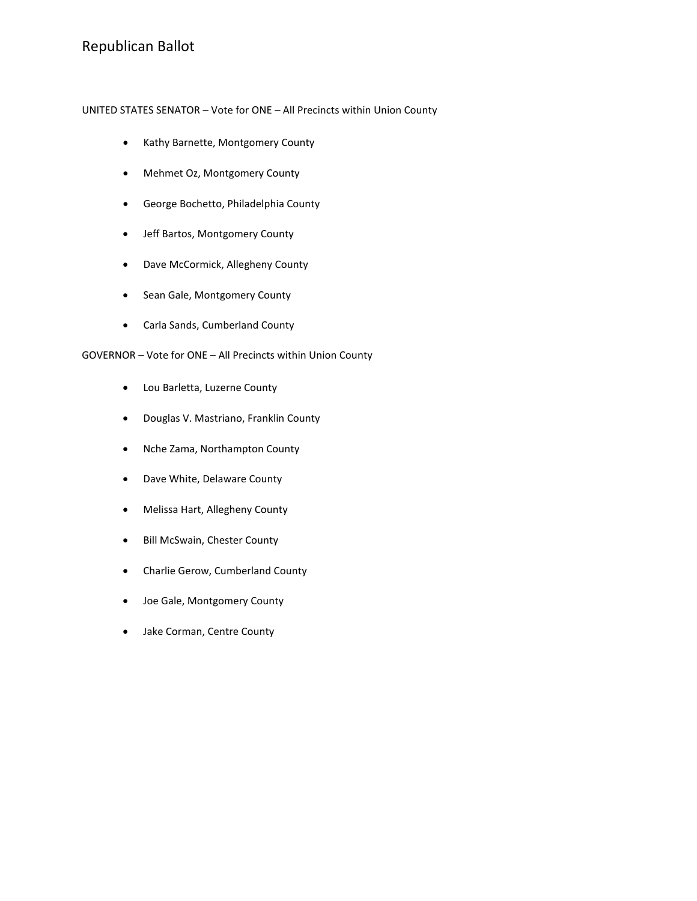# Republican Ballot

UNITED STATES SENATOR – Vote for ONE – All Precincts within Union County

- Kathy Barnette, Montgomery County
- Mehmet Oz, Montgomery County
- George Bochetto, Philadelphia County
- Jeff Bartos, Montgomery County
- Dave McCormick, Allegheny County
- Sean Gale, Montgomery County
- Carla Sands, Cumberland County

GOVERNOR – Vote for ONE – All Precincts within Union County

- Lou Barletta, Luzerne County
- Douglas V. Mastriano, Franklin County
- Nche Zama, Northampton County
- Dave White, Delaware County
- Melissa Hart, Allegheny County
- Bill McSwain, Chester County
- Charlie Gerow, Cumberland County
- Joe Gale, Montgomery County
- Jake Corman, Centre County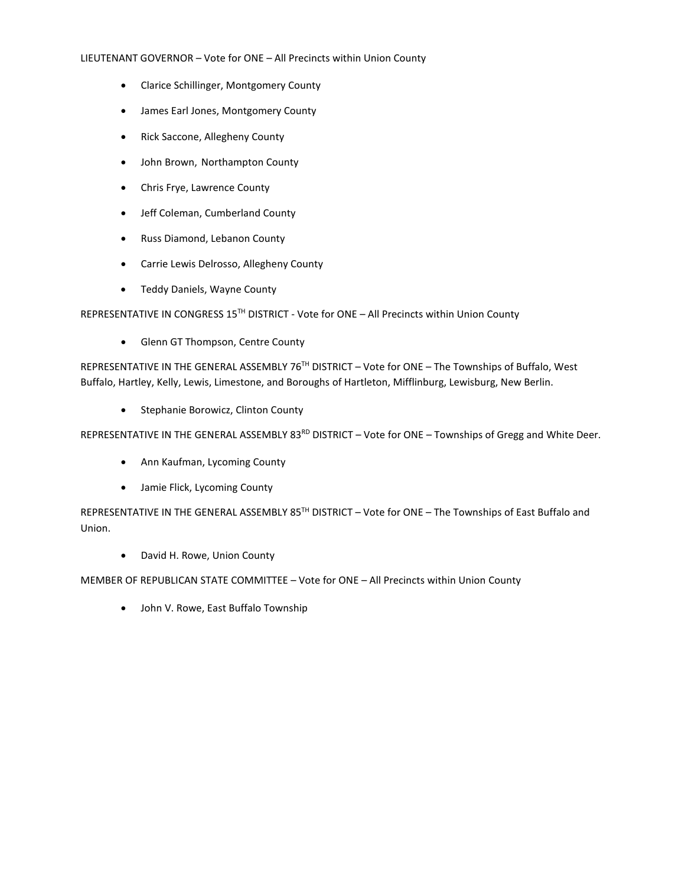LIEUTENANT GOVERNOR – Vote for ONE – All Precincts within Union County

- Clarice Schillinger, Montgomery County
- James Earl Jones, Montgomery County
- Rick Saccone, Allegheny County
- John Brown, Northampton County
- Chris Frye, Lawrence County
- Jeff Coleman, Cumberland County
- Russ Diamond, Lebanon County
- Carrie Lewis Delrosso, Allegheny County
- Teddy Daniels, Wayne County

REPRESENTATIVE IN CONGRESS 15TH DISTRICT - Vote for ONE – All Precincts within Union County

- Glenn GT Thompson, Centre County

REPRESENTATIVE IN THE GENERAL ASSEMBLY 76TH DISTRICT – Vote for ONE – The Townships of Buffalo, West Buffalo, Hartley, Kelly, Lewis, Limestone, and Boroughs of Hartleton, Mifflinburg, Lewisburg, New Berlin.

- Stephanie Borowicz, Clinton County

REPRESENTATIVE IN THE GENERAL ASSEMBLY 83RD DISTRICT – Vote for ONE – Townships of Gregg and White Deer.

- Ann Kaufman, Lycoming County
- Jamie Flick, Lycoming County

REPRESENTATIVE IN THE GENERAL ASSEMBLY 85TH DISTRICT – Vote for ONE – The Townships of East Buffalo and Union.

- David H. Rowe, Union County

MEMBER OF REPUBLICAN STATE COMMITTEE – Vote for ONE – All Precincts within Union County

- John V. Rowe, East Buffalo Township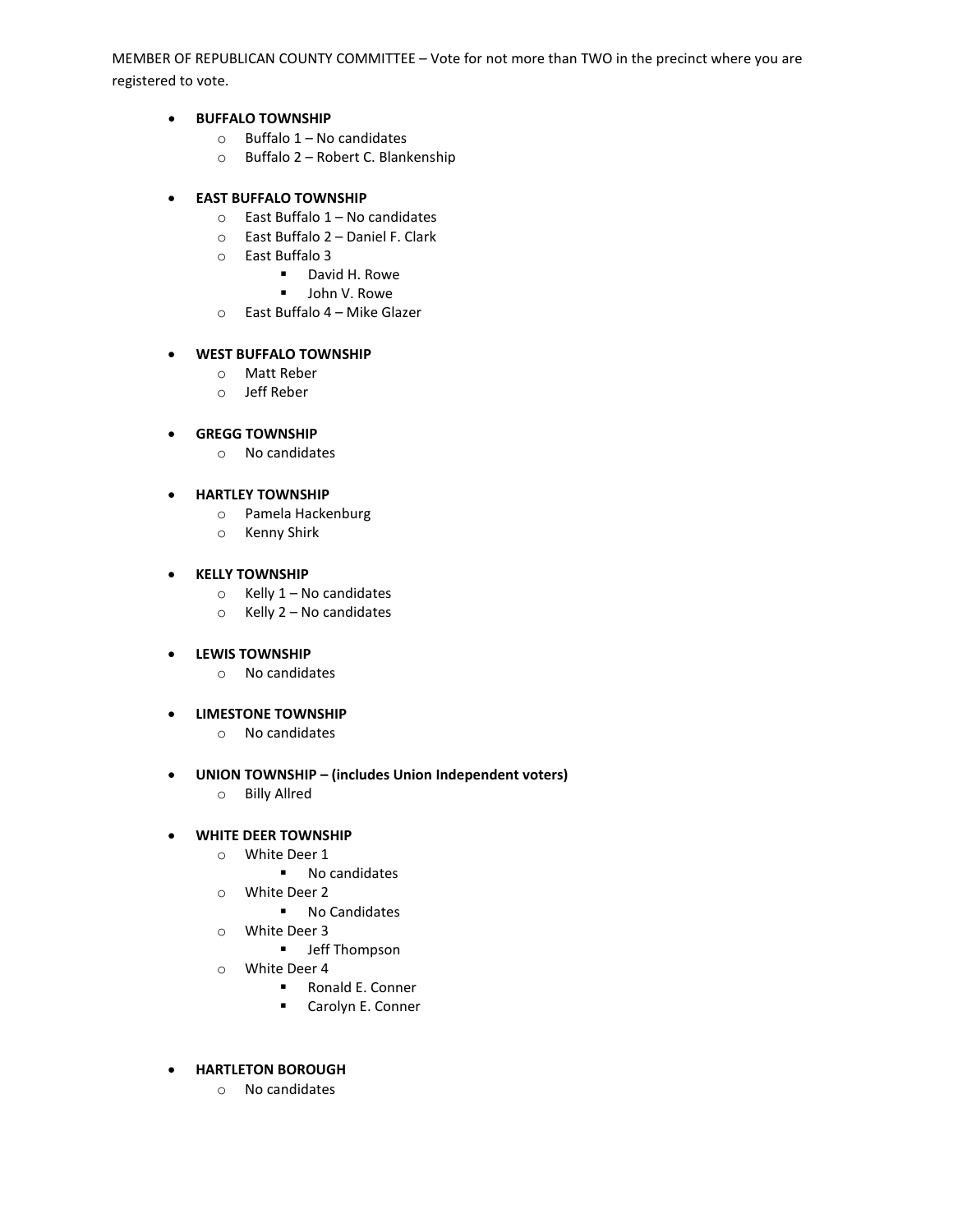MEMBER OF REPUBLICAN COUNTY COMMITTEE – Vote for not more than TWO in the precinct where you are registered to vote.

- **BUFFALO TOWNSHIP**
  - Buffalo 1 – No candidates
  - Buffalo 2 – Robert C. Blankenship

- **EAST BUFFALO TOWNSHIP**
  - East Buffalo 1 – No candidates
  - East Buffalo 2 – Daniel F. Clark
  - East Buffalo 3
    - David H. Rowe
    - John V. Rowe
  - East Buffalo 4 – Mike Glazer

- **WEST BUFFALO TOWNSHIP**
  - Matt Reber
  - Jeff Reber

- **GREGG TOWNSHIP**
  - No candidates

- **HARTLEY TOWNSHIP**
  - Pamela Hackenburg
  - Kenny Shirk

- **KELLY TOWNSHIP**
  - Kelly 1 – No candidates
  - Kelly 2 – No candidates

- **LEWIS TOWNSHIP**
  - No candidates

- **LIMESTONE TOWNSHIP**
  - No candidates

- **UNION TOWNSHIP – (includes Union Independent voters)**
  - Billy Allred

- **WHITE DEER TOWNSHIP**
  - White Deer 1
    - No candidates
  - White Deer 2
    - No Candidates
  - White Deer 3
    - Jeff Thompson
  - White Deer 4
    - Ronald E. Conner
    - Carolyn E. Conner

- **HARTLETON BOROUGH**
  - No candidates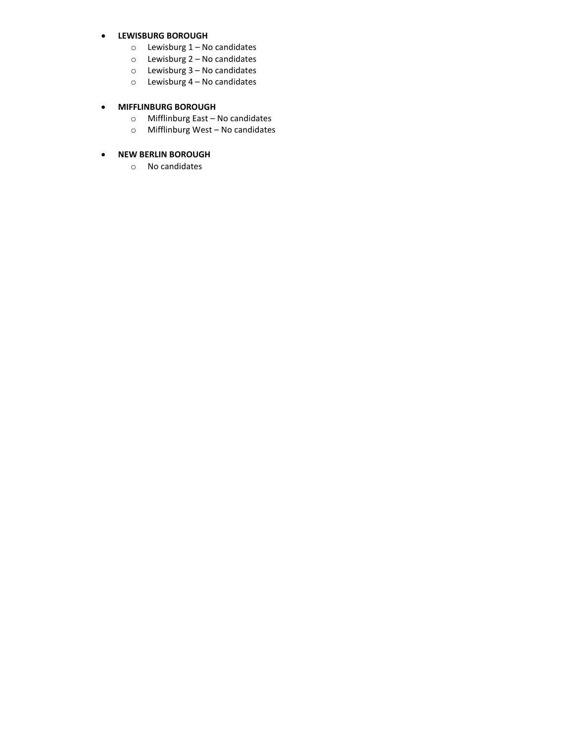- **LEWISBURG BOROUGH**
  - Lewisburg 1 – No candidates
  - Lewisburg 2 – No candidates
  - Lewisburg 3 – No candidates
  - Lewisburg 4 – No candidates

- **MIFFLINBURG BOROUGH**
  - Mifflinburg East – No candidates
  - Mifflinburg West – No candidates

- **NEW BERLIN BOROUGH**
  - No candidates